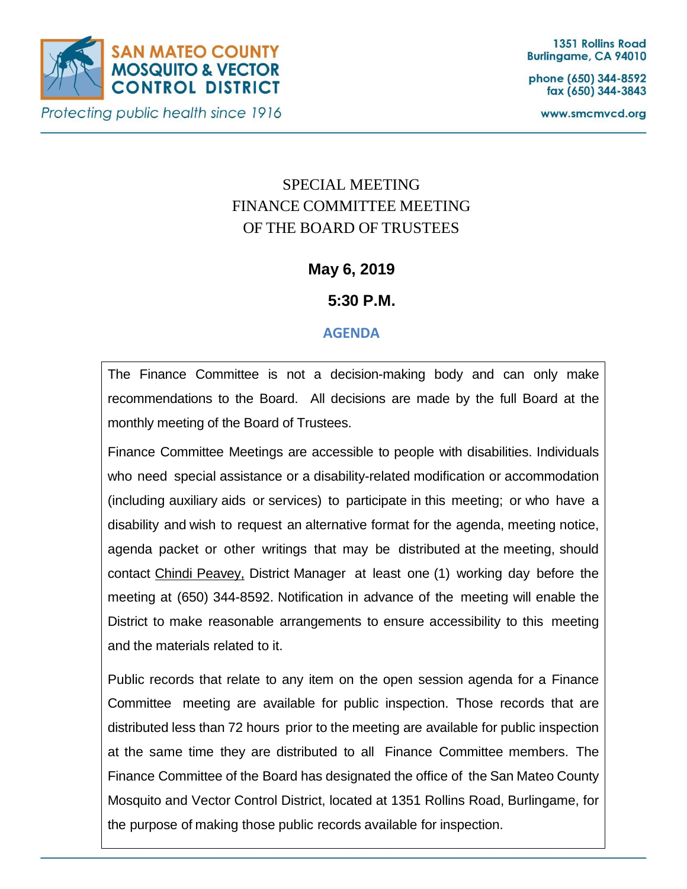**SAN MATEO COUNTY MOSQUITO & VECTOR CONTROL DISTRICT**

*Protecting public health since 1916*

1351 Rollins Road
Burlingame, CA 94010

phone (650) 344-8592
fax (650) 344-3843

www.smcmvcd.org

# SPECIAL MEETING
# FINANCE COMMITTEE MEETING
# OF THE BOARD OF TRUSTEES

**May 6, 2019**

**5:30 P.M.**

## AGENDA

The Finance Committee is not a decision-making body and can only make recommendations to the Board. All decisions are made by the full Board at the monthly meeting of the Board of Trustees.

Finance Committee Meetings are accessible to people with disabilities. Individuals who need special assistance or a disability-related modification or accommodation (including auxiliary aids or services) to participate in this meeting; or who have a disability and wish to request an alternative format for the agenda, meeting notice, agenda packet or other writings that may be distributed at the meeting, should contact Chindi Peavey, District Manager at least one (1) working day before the meeting at (650) 344-8592. Notification in advance of the meeting will enable the District to make reasonable arrangements to ensure accessibility to this meeting and the materials related to it.

Public records that relate to any item on the open session agenda for a Finance Committee meeting are available for public inspection. Those records that are distributed less than 72 hours prior to the meeting are available for public inspection at the same time they are distributed to all Finance Committee members. The Finance Committee of the Board has designated the office of the San Mateo County Mosquito and Vector Control District, located at 1351 Rollins Road, Burlingame, for the purpose of making those public records available for inspection.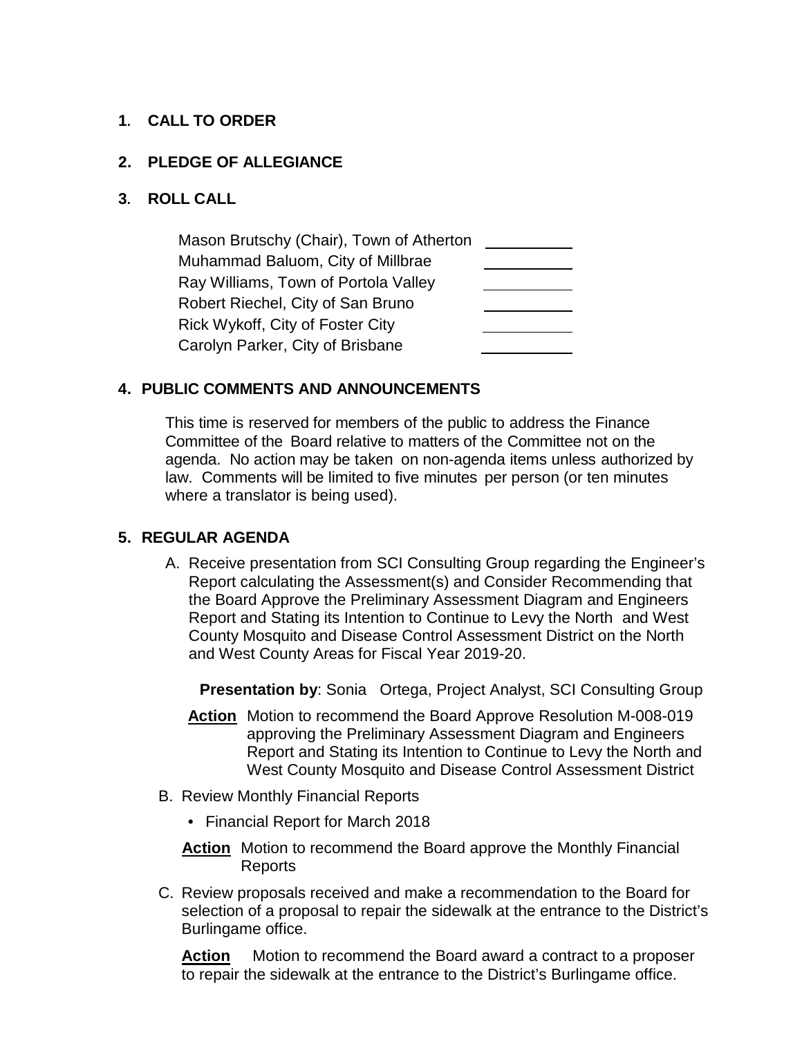## 1. CALL TO ORDER

## 2. PLEDGE OF ALLEGIANCE

## 3. ROLL CALL

| | |
|---|---|
| Mason Brutschy (Chair), Town of Atherton | ________ |
| Muhammad Baluom, City of Millbrae | ________ |
| Ray Williams, Town of Portola Valley | ________ |
| Robert Riechel, City of San Bruno | ________ |
| Rick Wykoff, City of Foster City | ________ |
| Carolyn Parker, City of Brisbane | ________ |

## 4. PUBLIC COMMENTS AND ANNOUNCEMENTS

This time is reserved for members of the public to address the Finance Committee of the Board relative to matters of the Committee not on the agenda. No action may be taken on non-agenda items unless authorized by law. Comments will be limited to five minutes per person (or ten minutes where a translator is being used).

## 5. REGULAR AGENDA

A. Receive presentation from SCI Consulting Group regarding the Engineer's Report calculating the Assessment(s) and Consider Recommending that the Board Approve the Preliminary Assessment Diagram and Engineers Report and Stating its Intention to Continue to Levy the North and West County Mosquito and Disease Control Assessment District on the North and West County Areas for Fiscal Year 2019-20.

**Presentation by**: Sonia Ortega, Project Analyst, SCI Consulting Group

**Action** Motion to recommend the Board Approve Resolution M-008-019 approving the Preliminary Assessment Diagram and Engineers Report and Stating its Intention to Continue to Levy the North and West County Mosquito and Disease Control Assessment District

B. Review Monthly Financial Reports

- Financial Report for March 2018

**Action** Motion to recommend the Board approve the Monthly Financial Reports

C. Review proposals received and make a recommendation to the Board for selection of a proposal to repair the sidewalk at the entrance to the District's Burlingame office.

**Action** Motion to recommend the Board award a contract to a proposer to repair the sidewalk at the entrance to the District's Burlingame office.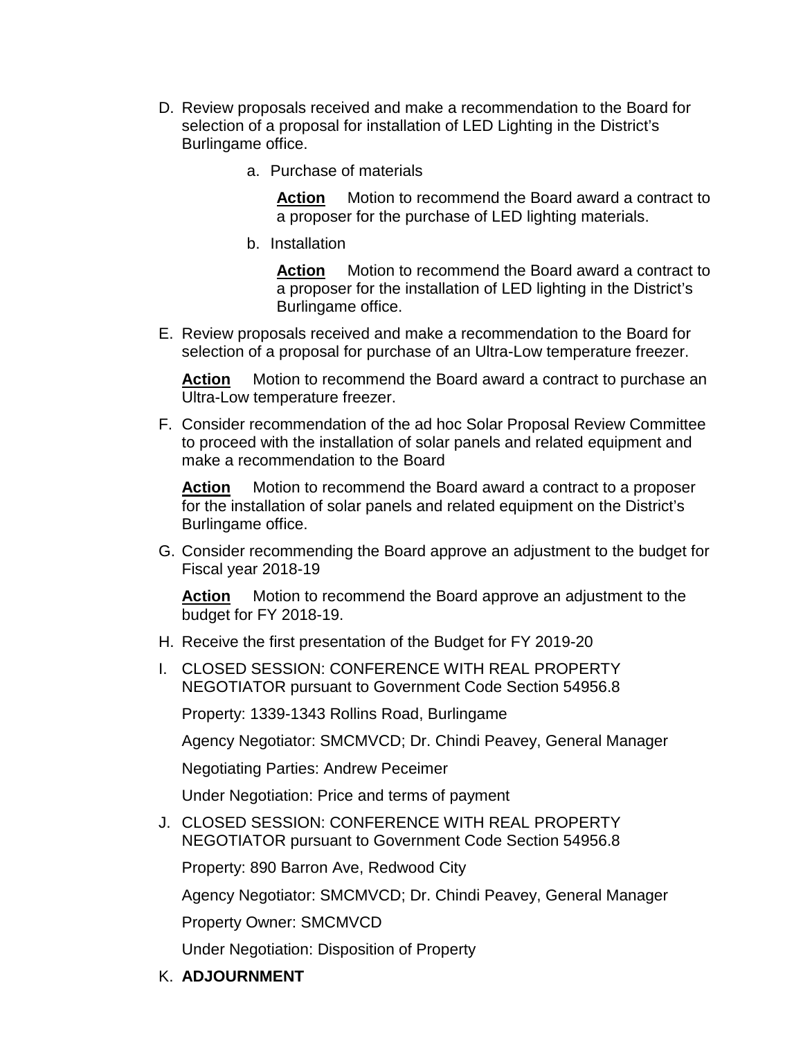D. Review proposals received and make a recommendation to the Board for selection of a proposal for installation of LED Lighting in the District's Burlingame office.

   a. Purchase of materials

      **Action** Motion to recommend the Board award a contract to a proposer for the purchase of LED lighting materials.

   b. Installation

      **Action** Motion to recommend the Board award a contract to a proposer for the installation of LED lighting in the District's Burlingame office.

E. Review proposals received and make a recommendation to the Board for selection of a proposal for purchase of an Ultra-Low temperature freezer.

   **Action** Motion to recommend the Board award a contract to purchase an Ultra-Low temperature freezer.

F. Consider recommendation of the ad hoc Solar Proposal Review Committee to proceed with the installation of solar panels and related equipment and make a recommendation to the Board

   **Action** Motion to recommend the Board award a contract to a proposer for the installation of solar panels and related equipment on the District's Burlingame office.

G. Consider recommending the Board approve an adjustment to the budget for Fiscal year 2018-19

   **Action** Motion to recommend the Board approve an adjustment to the budget for FY 2018-19.

H. Receive the first presentation of the Budget for FY 2019-20

I. CLOSED SESSION: CONFERENCE WITH REAL PROPERTY NEGOTIATOR pursuant to Government Code Section 54956.8

   Property: 1339-1343 Rollins Road, Burlingame

   Agency Negotiator: SMCMVCD; Dr. Chindi Peavey, General Manager

   Negotiating Parties: Andrew Peceimer

   Under Negotiation: Price and terms of payment

J. CLOSED SESSION: CONFERENCE WITH REAL PROPERTY NEGOTIATOR pursuant to Government Code Section 54956.8

   Property: 890 Barron Ave, Redwood City

   Agency Negotiator: SMCMVCD; Dr. Chindi Peavey, General Manager

   Property Owner: SMCMVCD

   Under Negotiation: Disposition of Property

K. **ADJOURNMENT**